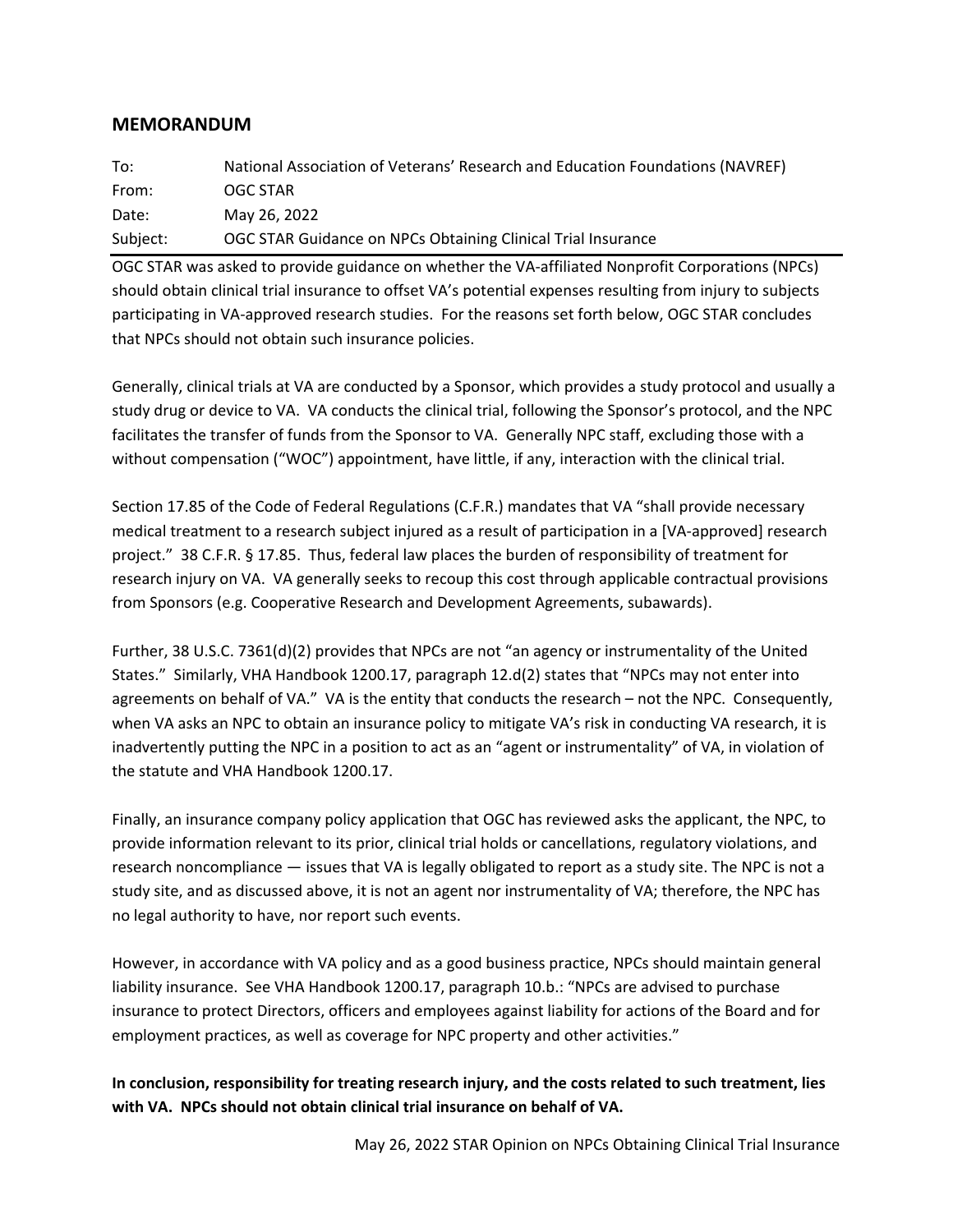## MEMORANDUM

| | |
|---|---|
| To: | National Association of Veterans' Research and Education Foundations (NAVREF) |
| From: | OGC STAR |
| Date: | May 26, 2022 |
| Subject: | OGC STAR Guidance on NPCs Obtaining Clinical Trial Insurance |

OGC STAR was asked to provide guidance on whether the VA-affiliated Nonprofit Corporations (NPCs) should obtain clinical trial insurance to offset VA's potential expenses resulting from injury to subjects participating in VA-approved research studies. For the reasons set forth below, OGC STAR concludes that NPCs should not obtain such insurance policies.

Generally, clinical trials at VA are conducted by a Sponsor, which provides a study protocol and usually a study drug or device to VA. VA conducts the clinical trial, following the Sponsor's protocol, and the NPC facilitates the transfer of funds from the Sponsor to VA. Generally NPC staff, excluding those with a without compensation ("WOC") appointment, have little, if any, interaction with the clinical trial.

Section 17.85 of the Code of Federal Regulations (C.F.R.) mandates that VA "shall provide necessary medical treatment to a research subject injured as a result of participation in a [VA-approved] research project." 38 C.F.R. § 17.85. Thus, federal law places the burden of responsibility of treatment for research injury on VA. VA generally seeks to recoup this cost through applicable contractual provisions from Sponsors (e.g. Cooperative Research and Development Agreements, subawards).

Further, 38 U.S.C. 7361(d)(2) provides that NPCs are not "an agency or instrumentality of the United States." Similarly, VHA Handbook 1200.17, paragraph 12.d(2) states that "NPCs may not enter into agreements on behalf of VA." VA is the entity that conducts the research – not the NPC. Consequently, when VA asks an NPC to obtain an insurance policy to mitigate VA's risk in conducting VA research, it is inadvertently putting the NPC in a position to act as an "agent or instrumentality" of VA, in violation of the statute and VHA Handbook 1200.17.

Finally, an insurance company policy application that OGC has reviewed asks the applicant, the NPC, to provide information relevant to its prior, clinical trial holds or cancellations, regulatory violations, and research noncompliance — issues that VA is legally obligated to report as a study site. The NPC is not a study site, and as discussed above, it is not an agent nor instrumentality of VA; therefore, the NPC has no legal authority to have, nor report such events.

However, in accordance with VA policy and as a good business practice, NPCs should maintain general liability insurance. See VHA Handbook 1200.17, paragraph 10.b.: "NPCs are advised to purchase insurance to protect Directors, officers and employees against liability for actions of the Board and for employment practices, as well as coverage for NPC property and other activities."

**In conclusion, responsibility for treating research injury, and the costs related to such treatment, lies with VA. NPCs should not obtain clinical trial insurance on behalf of VA.**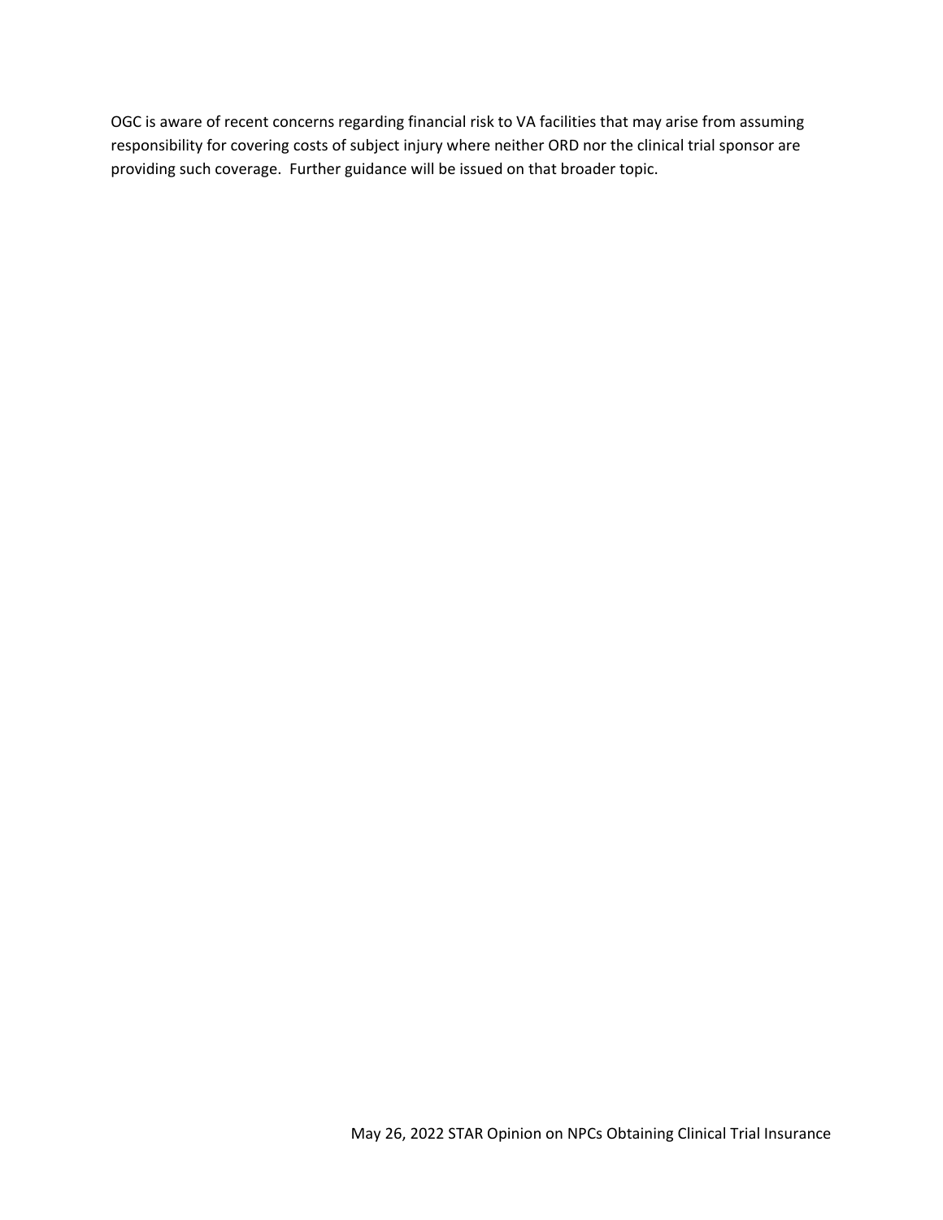OGC is aware of recent concerns regarding financial risk to VA facilities that may arise from assuming responsibility for covering costs of subject injury where neither ORD nor the clinical trial sponsor are providing such coverage. Further guidance will be issued on that broader topic.